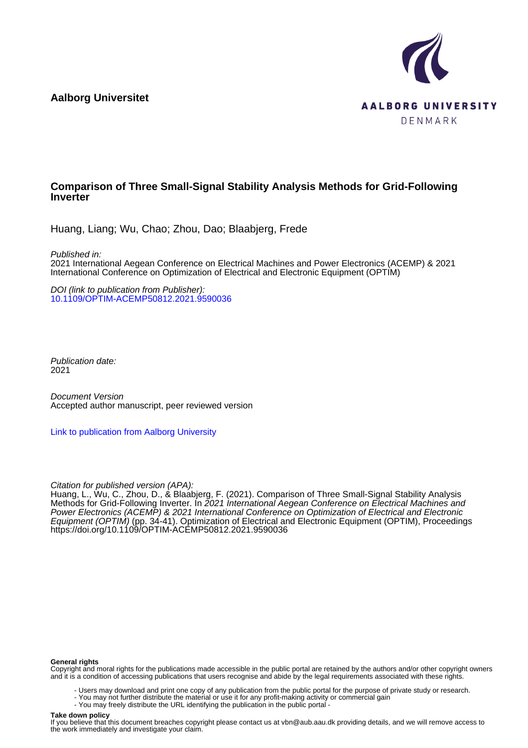**Aalborg Universitet**

AALBORG UNIVERSITY
DENMARK

# Comparison of Three Small-Signal Stability Analysis Methods for Grid-Following Inverter

Huang, Liang; Wu, Chao; Zhou, Dao; Blaabjerg, Frede

*Published in:*
2021 International Aegean Conference on Electrical Machines and Power Electronics (ACEMP) & 2021 International Conference on Optimization of Electrical and Electronic Equipment (OPTIM)

*DOI (link to publication from Publisher):*
[10.1109/OPTIM-ACEMP50812.2021.9590036](https://doi.org/10.1109/OPTIM-ACEMP50812.2021.9590036)

*Publication date:*
2021

*Document Version*
Accepted author manuscript, peer reviewed version

[Link to publication from Aalborg University](#)

*Citation for published version (APA):*
Huang, L., Wu, C., Zhou, D., & Blaabjerg, F. (2021). Comparison of Three Small-Signal Stability Analysis Methods for Grid-Following Inverter. In *2021 International Aegean Conference on Electrical Machines and Power Electronics (ACEMP) & 2021 International Conference on Optimization of Electrical and Electronic Equipment (OPTIM)* (pp. 34-41). Optimization of Electrical and Electronic Equipment (OPTIM), Proceedings https://doi.org/10.1109/OPTIM-ACEMP50812.2021.9590036

**General rights**
Copyright and moral rights for the publications made accessible in the public portal are retained by the authors and/or other copyright owners and it is a condition of accessing publications that users recognise and abide by the legal requirements associated with these rights.

- Users may download and print one copy of any publication from the public portal for the purpose of private study or research.
- You may not further distribute the material or use it for any profit-making activity or commercial gain
- You may freely distribute the URL identifying the publication in the public portal -

**Take down policy**
If you believe that this document breaches copyright please contact us at vbn@aub.aau.dk providing details, and we will remove access to the work immediately and investigate your claim.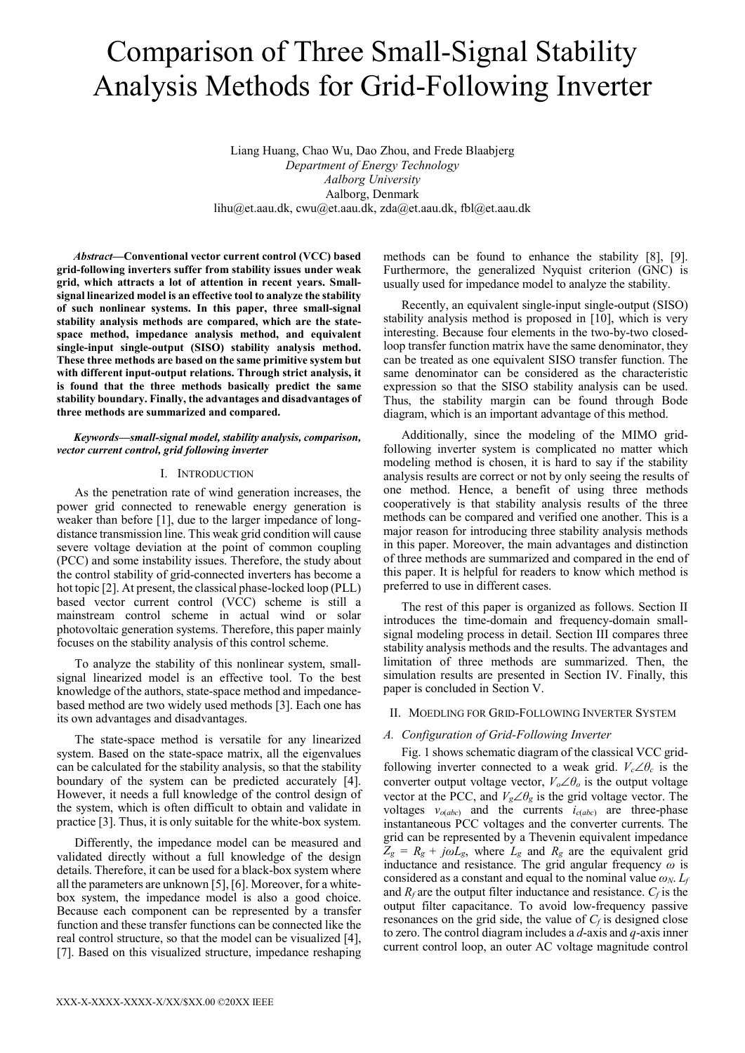# Comparison of Three Small-Signal Stability Analysis Methods for Grid-Following Inverter

Liang Huang, Chao Wu, Dao Zhou, and Frede Blaabjerg
*Department of Energy Technology*
*Aalborg University*
Aalborg, Denmark
lihu@et.aau.dk, cwu@et.aau.dk, zda@et.aau.dk, fbl@et.aau.dk

***Abstract*—Conventional vector current control (VCC) based grid-following inverters suffer from stability issues under weak grid, which attracts a lot of attention in recent years. Small-signal linearized model is an effective tool to analyze the stability of such nonlinear systems. In this paper, three small-signal stability analysis methods are compared, which are the state-space method, impedance analysis method, and equivalent single-input single-output (SISO) stability analysis method. These three methods are based on the same primitive system but with different input-output relations. Through strict analysis, it is found that the three methods basically predict the same stability boundary. Finally, the advantages and disadvantages of three methods are summarized and compared.**

***Keywords—small-signal model, stability analysis, comparison, vector current control, grid following inverter***

## I. Introduction

As the penetration rate of wind generation increases, the power grid connected to renewable energy generation is weaker than before [1], due to the larger impedance of long-distance transmission line. This weak grid condition will cause severe voltage deviation at the point of common coupling (PCC) and some instability issues. Therefore, the study about the control stability of grid-connected inverters has become a hot topic [2]. At present, the classical phase-locked loop (PLL) based vector current control (VCC) scheme is still a mainstream control scheme in actual wind or solar photovoltaic generation systems. Therefore, this paper mainly focuses on the stability analysis of this control scheme.

To analyze the stability of this nonlinear system, small-signal linearized model is an effective tool. To the best knowledge of the authors, state-space method and impedance-based method are two widely used methods [3]. Each one has its own advantages and disadvantages.

The state-space method is versatile for any linearized system. Based on the state-space matrix, all the eigenvalues can be calculated for the stability analysis, so that the stability boundary of the system can be predicted accurately [4]. However, it needs a full knowledge of the control design of the system, which is often difficult to obtain and validate in practice [3]. Thus, it is only suitable for the white-box system.

Differently, the impedance model can be measured and validated directly without a full knowledge of the design details. Therefore, it can be used for a black-box system where all the parameters are unknown [5], [6]. Moreover, for a white-box system, the impedance model is also a good choice. Because each component can be represented by a transfer function and these transfer functions can be connected like the real control structure, so that the model can be visualized [4], [7]. Based on this visualized structure, impedance reshaping methods can be found to enhance the stability [8], [9]. Furthermore, the generalized Nyquist criterion (GNC) is usually used for impedance model to analyze the stability.

Recently, an equivalent single-input single-output (SISO) stability analysis method is proposed in [10], which is very interesting. Because four elements in the two-by-two closed-loop transfer function matrix have the same denominator, they can be treated as one equivalent SISO transfer function. The same denominator can be considered as the characteristic expression so that the SISO stability analysis can be used. Thus, the stability margin can be found through Bode diagram, which is an important advantage of this method.

Additionally, since the modeling of the MIMO grid-following inverter system is complicated no matter which modeling method is chosen, it is hard to say if the stability analysis results are correct or not by only seeing the results of one method. Hence, a benefit of using three methods cooperatively is that stability analysis results of the three methods can be compared and verified one another. This is a major reason for introducing three stability analysis methods in this paper. Moreover, the main advantages and distinction of three methods are summarized and compared in the end of this paper. It is helpful for readers to know which method is preferred to use in different cases.

The rest of this paper is organized as follows. Section II introduces the time-domain and frequency-domain small-signal modeling process in detail. Section III compares three stability analysis methods and the results. The advantages and limitation of three methods are summarized. Then, the simulation results are presented in Section IV. Finally, this paper is concluded in Section V.

## II. Moedling for Grid-Following Inverter System

### *A. Configuration of Grid-Following Inverter*

Fig. 1 shows schematic diagram of the classical VCC grid-following inverter connected to a weak grid. $V_c\angle\theta_c$ is the converter output voltage vector, $V_o\angle\theta_o$ is the output voltage vector at the PCC, and $V_g\angle\theta_g$ is the grid voltage vector. The voltages $v_{o(abc)}$ and the currents $i_{c(abc)}$ are three-phase instantaneous PCC voltages and the converter currents. The grid can be represented by a Thevenin equivalent impedance $Z_g = R_g + j\omega L_g$, where $L_g$ and $R_g$ are the equivalent grid inductance and resistance. The grid angular frequency $\omega$ is considered as a constant and equal to the nominal value $\omega_N$. $L_f$ and $R_f$ are the output filter inductance and resistance. $C_f$ is the output filter capacitance. To avoid low-frequency passive resonances on the grid side, the value of $C_f$ is designed close to zero. The control diagram includes a $d$-axis and $q$-axis inner current control loop, an outer AC voltage magnitude control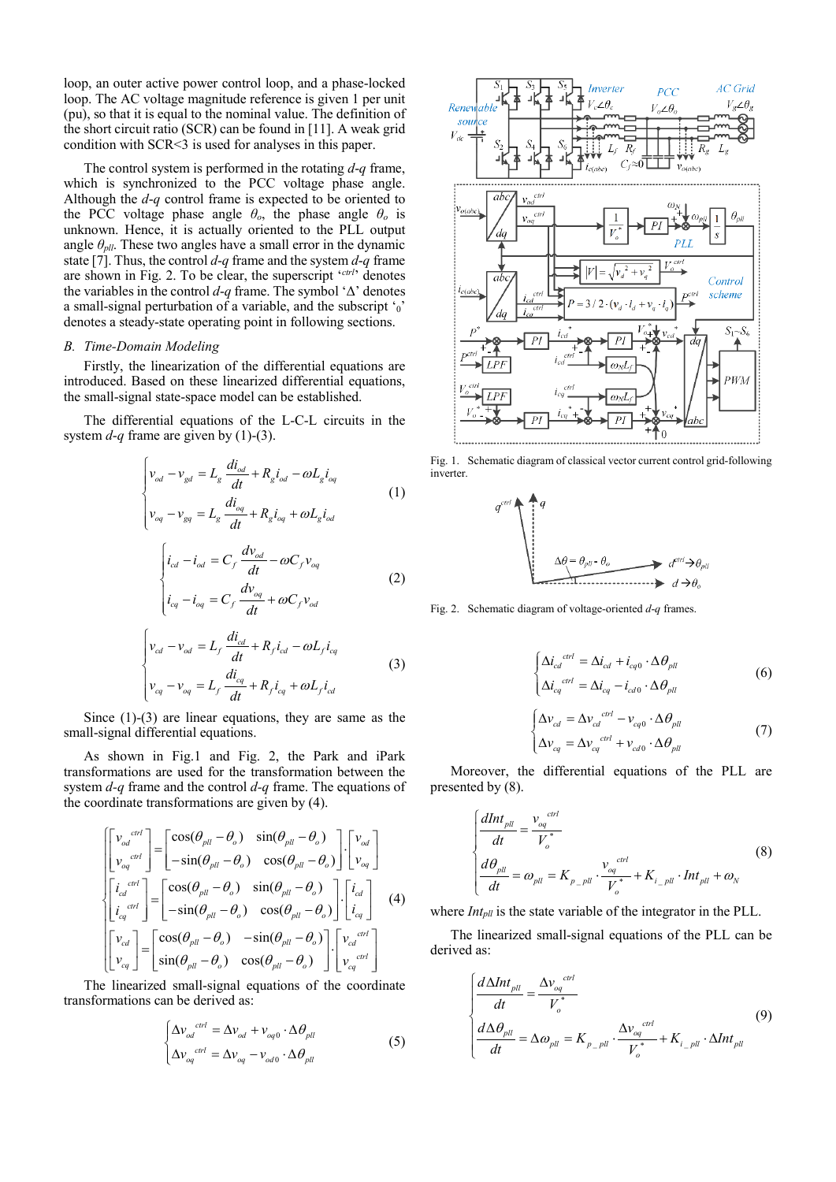loop, an outer active power control loop, and a phase-locked loop. The AC voltage magnitude reference is given 1 per unit (pu), so that it is equal to the nominal value. The definition of the short circuit ratio (SCR) can be found in [11]. A weak grid condition with SCR<3 is used for analyses in this paper.

The control system is performed in the rotating *d*-*q* frame, which is synchronized to the PCC voltage phase angle. Although the *d*-*q* control frame is expected to be oriented to the PCC voltage phase angle $\theta_o$, the phase angle $\theta_o$ is unknown. Hence, it is actually oriented to the PLL output angle $\theta_{pll}$. These two angles have a small error in the dynamic state [7]. Thus, the control *d*-*q* frame and the system *d*-*q* frame are shown in Fig. 2. To be clear, the superscript '$^{ctrl}$' denotes the variables in the control *d*-*q* frame. The symbol '$\Delta$' denotes a small-signal perturbation of a variable, and the subscript '$_0$' denotes a steady-state operating point in following sections.

### B. Time-Domain Modeling

Firstly, the linearization of the differential equations are introduced. Based on these linearized differential equations, the small-signal state-space model can be established.

The differential equations of the L-C-L circuits in the system *d*-*q* frame are given by (1)-(3).

$$\begin{cases} v_{od} - v_{gd} = L_g \dfrac{di_{od}}{dt} + R_g i_{od} - \omega L_g i_{oq} \\ v_{oq} - v_{gq} = L_g \dfrac{di_{oq}}{dt} + R_g i_{oq} + \omega L_g i_{od} \end{cases} \tag{1}$$

$$\begin{cases} i_{cd} - i_{od} = C_f \dfrac{dv_{od}}{dt} - \omega C_f v_{oq} \\ i_{cq} - i_{oq} = C_f \dfrac{dv_{oq}}{dt} + \omega C_f v_{od} \end{cases} \tag{2}$$

$$\begin{cases} v_{cd} - v_{od} = L_f \dfrac{di_{cd}}{dt} + R_f i_{cd} - \omega L_f i_{cq} \\ v_{cq} - v_{oq} = L_f \dfrac{di_{cq}}{dt} + R_f i_{cq} + \omega L_f i_{cd} \end{cases} \tag{3}$$

Since (1)-(3) are linear equations, they are same as the small-signal differential equations.

As shown in Fig.1 and Fig. 2, the Park and iPark transformations are used for the transformation between the system *d*-*q* frame and the control *d*-*q* frame. The equations of the coordinate transformations are given by (4).

$$\begin{cases} \begin{bmatrix} v_{od}^{ctrl} \\ v_{oq}^{ctrl} \end{bmatrix} = \begin{bmatrix} \cos(\theta_{pll}-\theta_o) & \sin(\theta_{pll}-\theta_o) \\ -\sin(\theta_{pll}-\theta_o) & \cos(\theta_{pll}-\theta_o) \end{bmatrix} \cdot \begin{bmatrix} v_{od} \\ v_{oq} \end{bmatrix} \\ \begin{bmatrix} i_{cd}^{ctrl} \\ i_{cq}^{ctrl} \end{bmatrix} = \begin{bmatrix} \cos(\theta_{pll}-\theta_o) & \sin(\theta_{pll}-\theta_o) \\ -\sin(\theta_{pll}-\theta_o) & \cos(\theta_{pll}-\theta_o) \end{bmatrix} \cdot \begin{bmatrix} i_{cd} \\ i_{cq} \end{bmatrix} \\ \begin{bmatrix} v_{cd} \\ v_{cq} \end{bmatrix} = \begin{bmatrix} \cos(\theta_{pll}-\theta_o) & -\sin(\theta_{pll}-\theta_o) \\ \sin(\theta_{pll}-\theta_o) & \cos(\theta_{pll}-\theta_o) \end{bmatrix} \cdot \begin{bmatrix} v_{cd}^{ctrl} \\ v_{cq}^{ctrl} \end{bmatrix} \end{cases} \tag{4}$$

The linearized small-signal equations of the coordinate transformations can be derived as:

$$\begin{cases} \Delta v_{od}^{ctrl} = \Delta v_{od} + v_{oq0} \cdot \Delta\theta_{pll} \\ \Delta v_{oq}^{ctrl} = \Delta v_{oq} - v_{od0} \cdot \Delta\theta_{pll} \end{cases} \tag{5}$$

Fig. 1. Schematic diagram of classical vector current control grid-following inverter.

Fig. 2. Schematic diagram of voltage-oriented *d*-*q* frames.

$$\begin{cases} \Delta i_{cd}^{ctrl} = \Delta i_{cd} + i_{cq0} \cdot \Delta\theta_{pll} \\ \Delta i_{cq}^{ctrl} = \Delta i_{cq} - i_{cd0} \cdot \Delta\theta_{pll} \end{cases} \tag{6}$$

$$\begin{cases} \Delta v_{cd} = \Delta v_{cd}^{ctrl} - v_{cq0} \cdot \Delta\theta_{pll} \\ \Delta v_{cq} = \Delta v_{cq}^{ctrl} + v_{cd0} \cdot \Delta\theta_{pll} \end{cases} \tag{7}$$

Moreover, the differential equations of the PLL are presented by (8).

$$\begin{cases} \dfrac{dInt_{pll}}{dt} = \dfrac{v_{oq}^{ctrl}}{V_o^*} \\ \dfrac{d\theta_{pll}}{dt} = \omega_{pll} = K_{p\_pll} \cdot \dfrac{v_{oq}^{ctrl}}{V_o^*} + K_{i\_pll} \cdot Int_{pll} + \omega_N \end{cases} \tag{8}$$

where $Int_{pll}$ is the state variable of the integrator in the PLL.

The linearized small-signal equations of the PLL can be derived as:

$$\begin{cases} \dfrac{d\Delta Int_{pll}}{dt} = \dfrac{\Delta v_{oq}^{ctrl}}{V_o^*} \\ \dfrac{d\Delta\theta_{pll}}{dt} = \Delta\omega_{pll} = K_{p\_pll} \cdot \dfrac{\Delta v_{oq}^{ctrl}}{V_o^*} + K_{i\_pll} \cdot \Delta Int_{pll} \end{cases} \tag{9}$$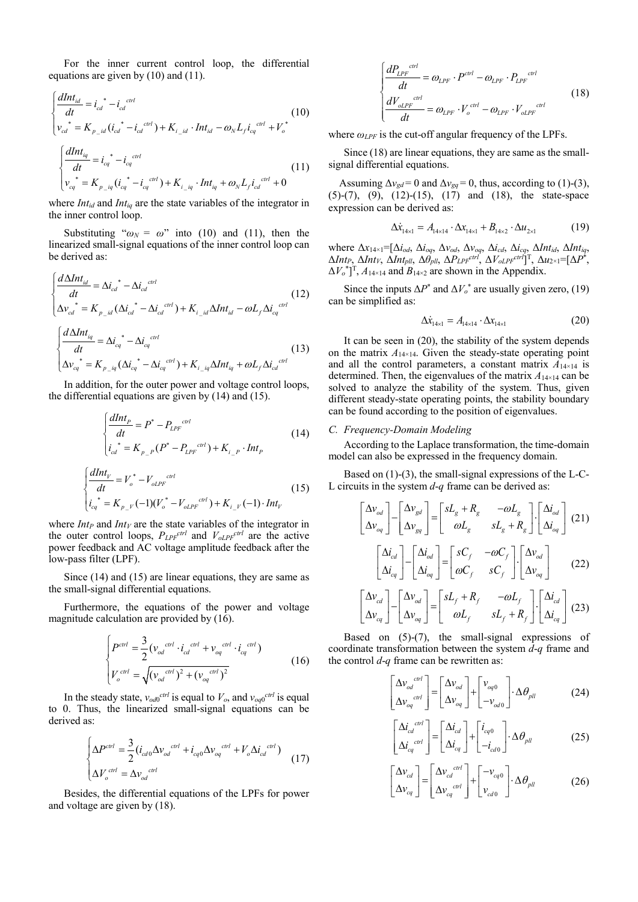For the inner current control loop, the differential equations are given by (10) and (11).

$$\begin{cases} \dfrac{dInt_{id}}{dt} = i_{cd}^{\ *} - i_{cd}^{\ ctrl} \\ v_{cd}^{\ *} = K_{p\_id}(i_{cd}^{\ *} - i_{cd}^{\ ctrl}) + K_{i\_id} \cdot Int_{id} - \omega_N L_f i_{cq}^{\ ctrl} + V_o^{\ *} \end{cases} \tag{10}$$

$$\begin{cases} \dfrac{dInt_{iq}}{dt} = i_{cq}^{\ *} - i_{cq}^{\ ctrl} \\ v_{cq}^{\ *} = K_{p\_iq}(i_{cq}^{\ *} - i_{cq}^{\ ctrl}) + K_{i\_iq} \cdot Int_{iq} + \omega_N L_f i_{cd}^{\ ctrl} + 0 \end{cases} \tag{11}$$

where $Int_{id}$ and $Int_{iq}$ are the state variables of the integrator in the inner control loop.

Substituting "$\omega_N = \omega$" into (10) and (11), then the linearized small-signal equations of the inner control loop can be derived as:

$$\begin{cases} \dfrac{d\Delta Int_{id}}{dt} = \Delta i_{cd}^{\ *} - \Delta i_{cd}^{\ ctrl} \\ \Delta v_{cd}^{\ *} = K_{p\_id}(\Delta i_{cd}^{\ *} - \Delta i_{cd}^{\ ctrl}) + K_{i\_id}\Delta Int_{id} - \omega L_f \Delta i_{cq}^{\ ctrl} \end{cases} \tag{12}$$

$$\begin{cases} \dfrac{d\Delta Int_{iq}}{dt} = \Delta i_{cq}^{\ *} - \Delta i_{cq}^{\ ctrl} \\ \Delta v_{cq}^{\ *} = K_{p\_iq}(\Delta i_{cq}^{\ *} - \Delta i_{cq}^{\ ctrl}) + K_{i\_iq}\Delta Int_{iq} + \omega L_f \Delta i_{cd}^{\ ctrl} \end{cases} \tag{13}$$

In addition, for the outer power and voltage control loops, the differential equations are given by (14) and (15).

$$\begin{cases} \dfrac{dInt_P}{dt} = P^* - P_{LPF}^{\ ctrl} \\ i_{cd}^{\ *} = K_{p\_P}(P^* - P_{LPF}^{\ ctrl}) + K_{i\_P} \cdot Int_P \end{cases} \tag{14}$$

$$\begin{cases} \dfrac{dInt_V}{dt} = V_o^{\ *} - V_{oLPF}^{\ ctrl} \\ i_{cq}^{\ *} = K_{p\_V}(-1)(V_o^{\ *} - V_{oLPF}^{\ ctrl}) + K_{i\_V}(-1) \cdot Int_V \end{cases} \tag{15}$$

where $Int_P$ and $Int_V$ are the state variables of the integrator in the outer control loops, $P_{LPF}^{ctrl}$ and $V_{oLPF}^{ctrl}$ are the active power feedback and AC voltage amplitude feedback after the low-pass filter (LPF).

Since (14) and (15) are linear equations, they are same as the small-signal differential equations.

Furthermore, the equations of the power and voltage magnitude calculation are provided by (16).

$$\begin{cases} P^{ctrl} = \dfrac{3}{2}(v_{od}^{\ ctrl} \cdot i_{cd}^{\ ctrl} + v_{oq}^{\ ctrl} \cdot i_{cq}^{\ ctrl}) \\ V_o^{\ ctrl} = \sqrt{(v_{od}^{\ ctrl})^2 + (v_{oq}^{\ ctrl})^2} \end{cases} \tag{16}$$

In the steady state, $v_{od0}^{ctrl}$ is equal to $V_o$, and $v_{oq0}^{ctrl}$ is equal to 0. Thus, the linearized small-signal equations can be derived as:

$$\begin{cases} \Delta P^{ctrl} = \dfrac{3}{2}(i_{cd0}\Delta v_{od}^{\ ctrl} + i_{cq0}\Delta v_{oq}^{\ ctrl} + V_o \Delta i_{cd}^{\ ctrl}) \\ \Delta V_o^{\ ctrl} = \Delta v_{od}^{\ ctrl} \end{cases} \tag{17}$$

Besides, the differential equations of the LPFs for power and voltage are given by (18).

$$\begin{cases} \dfrac{dP_{LPF}^{\ ctrl}}{dt} = \omega_{LPF} \cdot P^{ctrl} - \omega_{LPF} \cdot P_{LPF}^{\ ctrl} \\ \dfrac{dV_{oLPF}^{\ ctrl}}{dt} = \omega_{LPF} \cdot V_o^{\ ctrl} - \omega_{LPF} \cdot V_{oLPF}^{\ ctrl} \end{cases} \tag{18}$$

where $\omega_{LPF}$ is the cut-off angular frequency of the LPFs.

Since (18) are linear equations, they are same as the small-signal differential equations.

Assuming $\Delta v_{gd} = 0$ and $\Delta v_{gq} = 0$, thus, according to (1)-(3), (5)-(7), (9), (12)-(15), (17) and (18), the state-space expression can be derived as:

$$\Delta \dot{x}_{14\times1} = A_{14\times14} \cdot \Delta x_{14\times1} + B_{14\times2} \cdot \Delta u_{2\times1} \tag{19}$$

where $\Delta x_{14\times1}$=[$\Delta i_{od}$, $\Delta i_{oq}$, $\Delta v_{od}$, $\Delta v_{oq}$, $\Delta i_{cd}$, $\Delta i_{cq}$, $\Delta Int_{id}$, $\Delta Int_{iq}$, $\Delta Int_P$, $\Delta Int_V$, $\Delta Int_{pll}$, $\Delta\theta_{pll}$, $\Delta P_{LPF}^{ctrl}$, $\Delta V_{oLPF}^{ctrl}$]$^T$, $\Delta u_{2\times1}$=[$\Delta P^*$, $\Delta V_o^*$]$^T$, $A_{14\times14}$ and $B_{14\times2}$ are shown in the Appendix.

Since the inputs $\Delta P^*$ and $\Delta V_o^*$ are usually given zero, (19) can be simplified as:

$$\Delta \dot{x}_{14\times1} = A_{14\times14} \cdot \Delta x_{14\times1} \tag{20}$$

It can be seen in (20), the stability of the system depends on the matrix $A_{14\times14}$. Given the steady-state operating point and all the control parameters, a constant matrix $A_{14\times14}$ can be determined. Then, the eigenvalues of the matrix $A_{14\times14}$ can be solved to analyze the stability of the system. Thus, given different steady-state operating points, the stability boundary can be found according to the position of eigenvalues.

### C. Frequency-Domain Modeling

According to the Laplace transformation, the time-domain model can also be expressed in the frequency domain.

Based on (1)-(3), the small-signal expressions of the L-C-L circuits in the system *d-q* frame can be derived as:

$$\begin{bmatrix} \Delta v_{od} \\ \Delta v_{oq} \end{bmatrix} - \begin{bmatrix} \Delta v_{gd} \\ \Delta v_{gq} \end{bmatrix} = \begin{bmatrix} sL_g + R_g & -\omega L_g \\ \omega L_g & sL_g + R_g \end{bmatrix} \cdot \begin{bmatrix} \Delta i_{od} \\ \Delta i_{oq} \end{bmatrix} \tag{21}$$

$$\begin{bmatrix} \Delta i_{cd} \\ \Delta i_{cq} \end{bmatrix} - \begin{bmatrix} \Delta i_{od} \\ \Delta i_{oq} \end{bmatrix} = \begin{bmatrix} sC_f & -\omega C_f \\ \omega C_f & sC_f \end{bmatrix} \cdot \begin{bmatrix} \Delta v_{od} \\ \Delta v_{oq} \end{bmatrix} \tag{22}$$

$$\begin{bmatrix} \Delta v_{cd} \\ \Delta v_{cq} \end{bmatrix} - \begin{bmatrix} \Delta v_{od} \\ \Delta v_{oq} \end{bmatrix} = \begin{bmatrix} sL_f + R_f & -\omega L_f \\ \omega L_f & sL_f + R_f \end{bmatrix} \cdot \begin{bmatrix} \Delta i_{cd} \\ \Delta i_{cq} \end{bmatrix} \tag{23}$$

Based on (5)-(7), the small-signal expressions of coordinate transformation between the system *d-q* frame and the control *d-q* frame can be rewritten as:

$$\begin{bmatrix} \Delta v_{od}^{\ ctrl} \\ \Delta v_{oq}^{\ ctrl} \end{bmatrix} = \begin{bmatrix} \Delta v_{od} \\ \Delta v_{oq} \end{bmatrix} + \begin{bmatrix} v_{oq0} \\ -v_{od0} \end{bmatrix} \cdot \Delta\theta_{pll} \tag{24}$$

$$\begin{bmatrix} \Delta i_{cd}^{\ ctrl} \\ \Delta i_{cq}^{\ ctrl} \end{bmatrix} = \begin{bmatrix} \Delta i_{cd} \\ \Delta i_{cq} \end{bmatrix} + \begin{bmatrix} i_{cq0} \\ -i_{cd0} \end{bmatrix} \cdot \Delta\theta_{pll} \tag{25}$$

$$\begin{bmatrix} \Delta v_{cd} \\ \Delta v_{cq} \end{bmatrix} = \begin{bmatrix} \Delta v_{cd}^{\ ctrl} \\ \Delta v_{cq}^{\ ctrl} \end{bmatrix} + \begin{bmatrix} -v_{cq0} \\ v_{cd0} \end{bmatrix} \cdot \Delta\theta_{pll} \tag{26}$$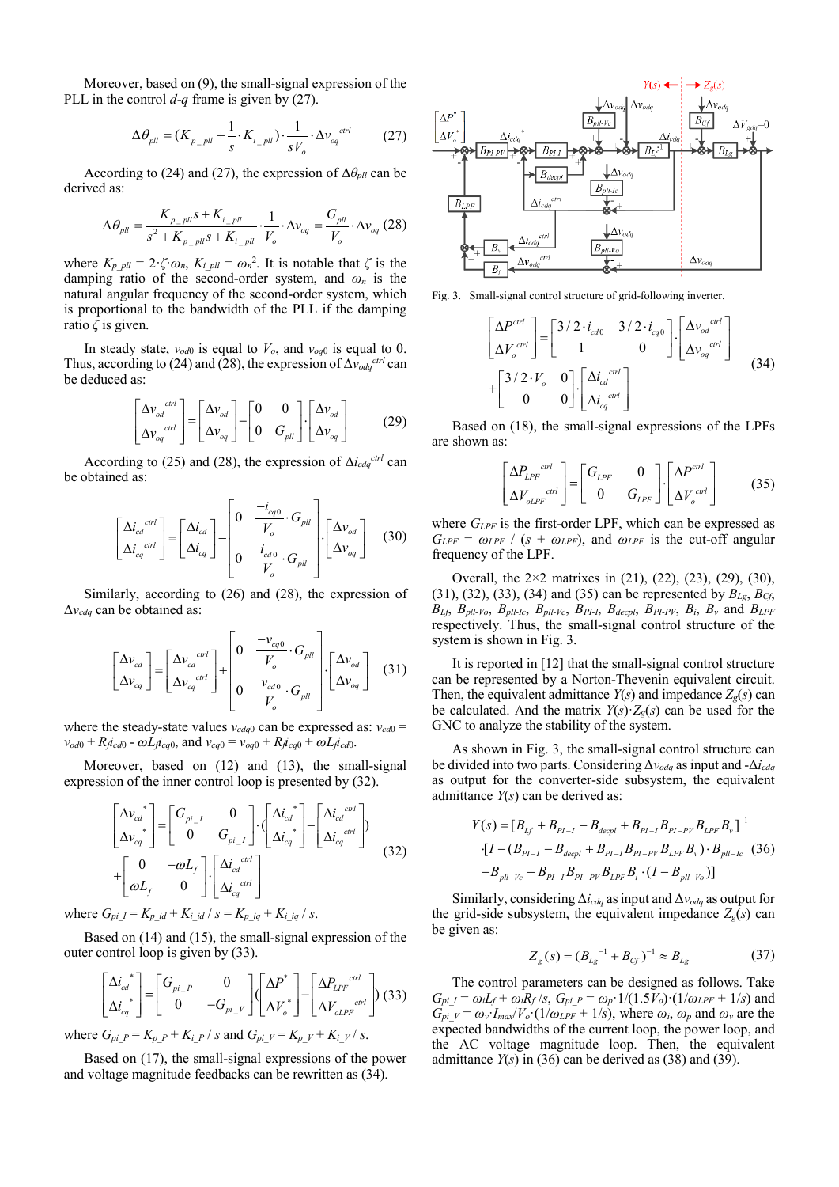Moreover, based on (9), the small-signal expression of the PLL in the control *d*-*q* frame is given by (27).

$$\Delta\theta_{pll} = (K_{p\_pll} + \frac{1}{s}\cdot K_{i\_pll})\cdot\frac{1}{sV_o}\cdot\Delta v_{oq}^{ctrl} \quad (27)$$

According to (24) and (27), the expression of $\Delta\theta_{pll}$ can be derived as:

$$\Delta\theta_{pll} = \frac{K_{p\_pll}s + K_{i\_pll}}{s^2 + K_{p\_pll}s + K_{i\_pll}}\cdot\frac{1}{V_o}\cdot\Delta v_{oq} = \frac{G_{pll}}{V_o}\cdot\Delta v_{oq} \quad (28)$$

where $K_{p\_pll} = 2\cdot\zeta\cdot\omega_n$, $K_{i\_pll} = \omega_n^2$. It is notable that $\zeta$ is the damping ratio of the second-order system, and $\omega_n$ is the natural angular frequency of the second-order system, which is proportional to the bandwidth of the PLL if the damping ratio $\zeta$ is given.

In steady state, $v_{od0}$ is equal to $V_o$, and $v_{oq0}$ is equal to 0. Thus, according to (24) and (28), the expression of $\Delta v_{odq}^{ctrl}$ can be deduced as:

$$\begin{bmatrix}\Delta v_{od}^{ctrl}\\ \Delta v_{oq}^{ctrl}\end{bmatrix} = \begin{bmatrix}\Delta v_{od}\\ \Delta v_{oq}\end{bmatrix} - \begin{bmatrix}0 & 0\\ 0 & G_{pll}\end{bmatrix}\cdot\begin{bmatrix}\Delta v_{od}\\ \Delta v_{oq}\end{bmatrix} \quad (29)$$

According to (25) and (28), the expression of $\Delta i_{cdq}^{ctrl}$ can be obtained as:

$$\begin{bmatrix}\Delta i_{cd}^{ctrl}\\ \Delta i_{cq}^{ctrl}\end{bmatrix} = \begin{bmatrix}\Delta i_{cd}\\ \Delta i_{cq}\end{bmatrix} - \begin{bmatrix}0 & \frac{-i_{cq0}}{V_o}\cdot G_{pll}\\ 0 & \frac{i_{cd0}}{V_o}\cdot G_{pll}\end{bmatrix}\cdot\begin{bmatrix}\Delta v_{od}\\ \Delta v_{oq}\end{bmatrix} \quad (30)$$

Similarly, according to (26) and (28), the expression of $\Delta v_{cdq}$ can be obtained as:

$$\begin{bmatrix}\Delta v_{cd}\\ \Delta v_{cq}\end{bmatrix} = \begin{bmatrix}\Delta v_{cd}^{ctrl}\\ \Delta v_{cq}^{ctrl}\end{bmatrix} + \begin{bmatrix}0 & \frac{-v_{cq0}}{V_o}\cdot G_{pll}\\ 0 & \frac{v_{cd0}}{V_o}\cdot G_{pll}\end{bmatrix}\cdot\begin{bmatrix}\Delta v_{od}\\ \Delta v_{oq}\end{bmatrix} \quad (31)$$

where the steady-state values $v_{cdq0}$ can be expressed as: $v_{cd0} = v_{od0} + R_f i_{cd0} - \omega L_f i_{cq0}$, and $v_{cq0} = v_{oq0} + R_f i_{cq0} + \omega L_f i_{cd0}$.

Moreover, based on (12) and (13), the small-signal expression of the inner control loop is presented by (32).

$$\begin{bmatrix}\Delta v_{cd}^*\\ \Delta v_{cq}^*\end{bmatrix} = \begin{bmatrix}G_{pi\_I} & 0\\ 0 & G_{pi\_I}\end{bmatrix}\cdot(\begin{bmatrix}\Delta i_{cd}^*\\ \Delta i_{cq}^*\end{bmatrix} - \begin{bmatrix}\Delta i_{cd}^{ctrl}\\ \Delta i_{cq}^{ctrl}\end{bmatrix}) + \begin{bmatrix}0 & -\omega L_f\\ \omega L_f & 0\end{bmatrix}\cdot\begin{bmatrix}\Delta i_{cd}^{ctrl}\\ \Delta i_{cq}^{ctrl}\end{bmatrix} \quad (32)$$

where $G_{pi\_I} = K_{p\_id} + K_{i\_id} / s = K_{p\_iq} + K_{i\_iq} / s$.

Based on (14) and (15), the small-signal expression of the outer control loop is given by (33).

$$\begin{bmatrix}\Delta i_{cd}^*\\ \Delta i_{cq}^*\end{bmatrix} = \begin{bmatrix}G_{pi\_P} & 0\\ 0 & -G_{pi\_V}\end{bmatrix}\cdot(\begin{bmatrix}\Delta P^*\\ \Delta V_o^*\end{bmatrix} - \begin{bmatrix}\Delta P_{LPF}^{ctrl}\\ \Delta V_{oLPF}^{ctrl}\end{bmatrix}) \quad (33)$$

where $G_{pi\_P} = K_{p\_P} + K_{i\_P} / s$ and $G_{pi\_V} = K_{p\_V} + K_{i\_V} / s$.

Based on (17), the small-signal expressions of the power and voltage magnitude feedbacks can be rewritten as (34).

$$\begin{bmatrix}\Delta P^{ctrl}\\ \Delta V_o^{ctrl}\end{bmatrix} = \begin{bmatrix}3/2\cdot i_{cd0} & 3/2\cdot i_{cq0}\\ 1 & 0\end{bmatrix}\cdot\begin{bmatrix}\Delta v_{od}^{ctrl}\\ \Delta v_{oq}^{ctrl}\end{bmatrix} + \begin{bmatrix}3/2\cdot V_o & 0\\ 0 & 0\end{bmatrix}\cdot\begin{bmatrix}\Delta i_{cd}^{ctrl}\\ \Delta i_{cq}^{ctrl}\end{bmatrix} \quad (34)$$

Fig. 3. Small-signal control structure of grid-following inverter.

Based on (18), the small-signal expressions of the LPFs are shown as:

$$\begin{bmatrix}\Delta P_{LPF}^{ctrl}\\ \Delta V_{oLPF}^{ctrl}\end{bmatrix} = \begin{bmatrix}G_{LPF} & 0\\ 0 & G_{LPF}\end{bmatrix}\cdot\begin{bmatrix}\Delta P^{ctrl}\\ \Delta V_o^{ctrl}\end{bmatrix} \quad (35)$$

where $G_{LPF}$ is the first-order LPF, which can be expressed as $G_{LPF} = \omega_{LPF} / (s + \omega_{LPF})$, and $\omega_{LPF}$ is the cut-off angular frequency of the LPF.

Overall, the 2×2 matrixes in (21), (22), (23), (29), (30), (31), (32), (33), (34) and (35) can be represented by $B_{Lg}$, $B_{Cf}$, $B_{Lf}$, $B_{pll\text{-}Vo}$, $B_{pll\text{-}Ic}$, $B_{pll\text{-}Vc}$, $B_{PI\text{-}I}$, $B_{decpl}$, $B_{PI\text{-}PV}$, $B_i$, $B_v$ and $B_{LPF}$ respectively. Thus, the small-signal control structure of the system is shown in Fig. 3.

It is reported in [12] that the small-signal control structure can be represented by a Norton-Thevenin equivalent circuit. Then, the equivalent admittance $Y(s)$ and impedance $Z_g(s)$ can be calculated. And the matrix $Y(s)\cdot Z_g(s)$ can be used for the GNC to analyze the stability of the system.

As shown in Fig. 3, the small-signal control structure can be divided into two parts. Considering $\Delta v_{odq}$ as input and $-\Delta i_{cdq}$ as output for the converter-side subsystem, the equivalent admittance $Y(s)$ can be derived as:

$$\begin{aligned}Y(s) = &[B_{Lf} + B_{PI-I} - B_{decpl} + B_{PI-I}B_{PI-PV}B_{LPF}B_v]^{-1}\\ &\cdot[I - (B_{PI-I} - B_{decpl} + B_{PI-I}B_{PI-PV}B_{LPF}B_v)\cdot B_{pll-Ic}\\ &- B_{pll-Vc} + B_{PI-I}B_{PI-PV}B_{LPF}B_i\cdot(I - B_{pll-Vo})]\end{aligned} \quad (36)$$

Similarly, considering $\Delta i_{cdq}$ as input and $\Delta v_{odq}$ as output for the grid-side subsystem, the equivalent impedance $Z_g(s)$ can be given as:

$$Z_g(s) = (B_{Lg}^{-1} + B_{Cf})^{-1} \approx B_{Lg} \quad (37)$$

The control parameters can be designed as follows. Take $G_{pi\_I} = \omega_i L_f + \omega_i R_f / s$, $G_{pi\_P} = \omega_p\cdot 1/(1.5V_o)\cdot(1/\omega_{LPF} + 1/s)$ and $G_{pi\_V} = \omega_v\cdot I_{max}/V_o\cdot(1/\omega_{LPF} + 1/s)$, where $\omega_i$, $\omega_p$ and $\omega_v$ are the expected bandwidths of the current loop, the power loop, and the AC voltage magnitude loop. Then, the equivalent admittance $Y(s)$ in (36) can be derived as (38) and (39).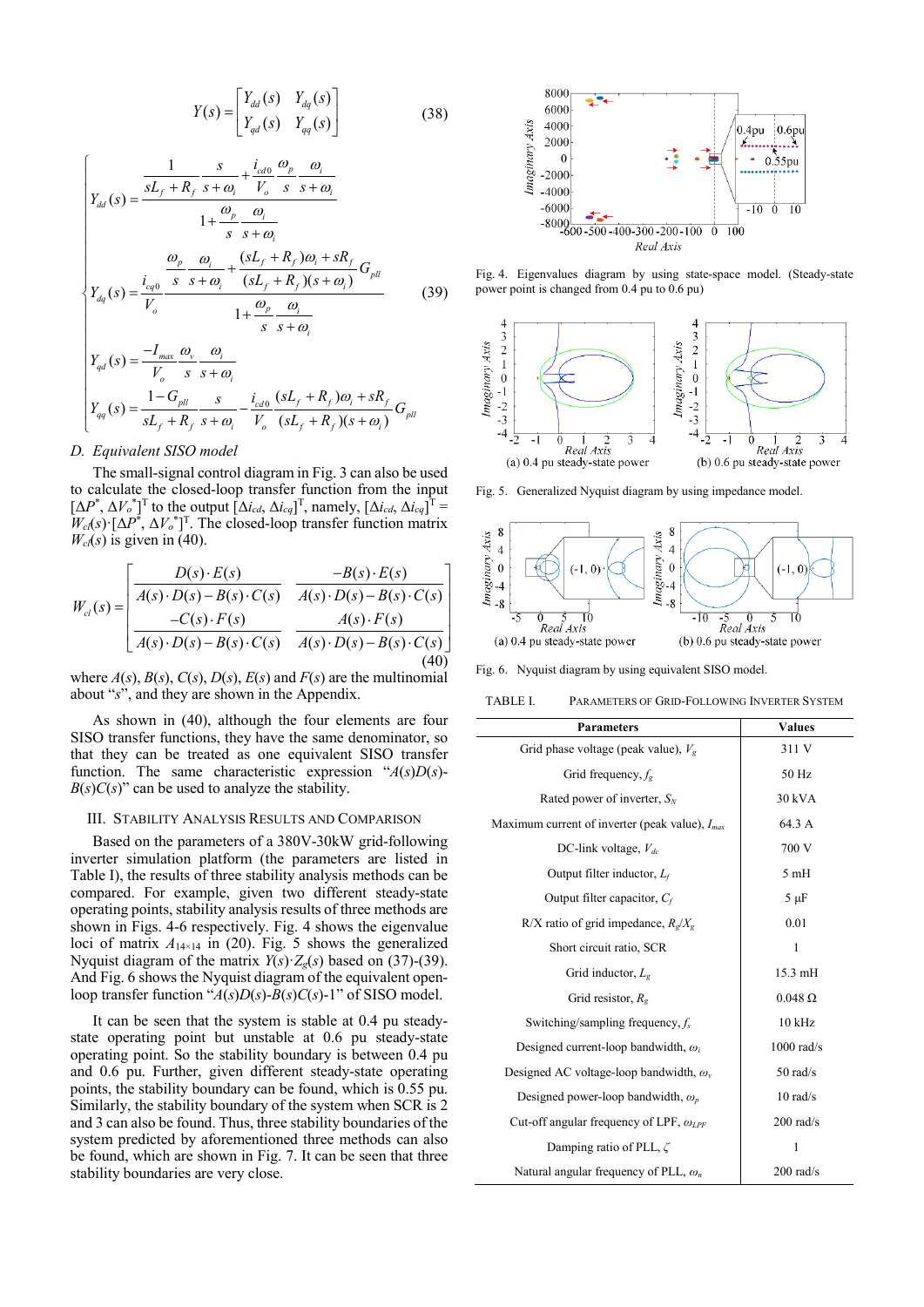$$
Y(s) = \begin{bmatrix} Y_{dd}(s) & Y_{dq}(s) \\ Y_{qd}(s) & Y_{qq}(s) \end{bmatrix} \tag{38}
$$

$$
\begin{cases}
Y_{dd}(s) = \dfrac{\dfrac{1}{sL_f + R_f} \dfrac{s}{s+\omega_i} + \dfrac{i_{cd0}}{V_o} \dfrac{\omega_p}{s} \dfrac{\omega_i}{s+\omega_i}}{1 + \dfrac{\omega_p}{s} \dfrac{\omega_i}{s+\omega_i}} \\
Y_{dq}(s) = \dfrac{i_{cq0}}{V_o} \dfrac{\dfrac{\omega_p}{s} \dfrac{\omega_i}{s+\omega_i} + \dfrac{(sL_f + R_f)\omega_i + sR_f}{(sL_f + R_f)(s+\omega_i)} G_{pll}}{1 + \dfrac{\omega_p}{s} \dfrac{\omega_i}{s+\omega_i}} \\
Y_{qd}(s) = \dfrac{-I_{max}}{V_o} \dfrac{\omega_v}{s} \dfrac{\omega_i}{s+\omega_i} \\
Y_{qq}(s) = \dfrac{1 - G_{pll}}{sL_f + R_f} \dfrac{s}{s+\omega_i} - \dfrac{i_{cd0}}{V_o} \dfrac{(sL_f + R_f)\omega_i + sR_f}{(sL_f + R_f)(s+\omega_i)} G_{pll}
\end{cases} \tag{39}
$$

### D. Equivalent SISO model

The small-signal control diagram in Fig. 3 can also be used to calculate the closed-loop transfer function from the input $[\Delta P^*, \Delta V_o^*]^T$ to the output $[\Delta i_{cd}, \Delta i_{cq}]^T$, namely, $[\Delta i_{cd}, \Delta i_{cq}]^T = W_{cl}(s) \cdot [\Delta P^*, \Delta V_o^*]^T$. The closed-loop transfer function matrix $W_{cl}(s)$ is given in (40).

$$
W_{cl}(s) = \begin{bmatrix} \dfrac{D(s) \cdot E(s)}{A(s) \cdot D(s) - B(s) \cdot C(s)} & \dfrac{-B(s) \cdot E(s)}{A(s) \cdot D(s) - B(s) \cdot C(s)} \\ \dfrac{-C(s) \cdot F(s)}{A(s) \cdot D(s) - B(s) \cdot C(s)} & \dfrac{A(s) \cdot F(s)}{A(s) \cdot D(s) - B(s) \cdot C(s)} \end{bmatrix} \tag{40}
$$

where $A(s)$, $B(s)$, $C(s)$, $D(s)$, $E(s)$ and $F(s)$ are the multinomial about "$s$", and they are shown in the Appendix.

As shown in (40), although the four elements are four SISO transfer functions, they have the same denominator, so that they can be treated as one equivalent SISO transfer function. The same characteristic expression "$A(s)D(s)$-$B(s)C(s)$" can be used to analyze the stability.

## III. Stability Analysis Results and Comparison

Based on the parameters of a 380V-30kW grid-following inverter simulation platform (the parameters are listed in Table I), the results of three stability analysis methods can be compared. For example, given two different steady-state operating points, stability analysis results of three methods are shown in Figs. 4-6 respectively. Fig. 4 shows the eigenvalue loci of matrix $A_{14\times14}$ in (20). Fig. 5 shows the generalized Nyquist diagram of the matrix $Y(s) \cdot Z_g(s)$ based on (37)-(39). And Fig. 6 shows the Nyquist diagram of the equivalent open-loop transfer function "$A(s)D(s)$-$B(s)C(s)$-1" of SISO model.

It can be seen that the system is stable at 0.4 pu steady-state operating point but unstable at 0.6 pu steady-state operating point. So the stability boundary is between 0.4 pu and 0.6 pu. Further, given different steady-state operating points, the stability boundary can be found, which is 0.55 pu. Similarly, the stability boundary of the system when SCR is 2 and 3 can also be found. Thus, three stability boundaries of the system predicted by aforementioned three methods can also be found, which are shown in Fig. 7. It can be seen that three stability boundaries are very close.

Fig. 4. Eigenvalues diagram by using state-space model. (Steady-state power point is changed from 0.4 pu to 0.6 pu)

Fig. 5. Generalized Nyquist diagram by using impedance model. (a) 0.4 pu steady-state power (b) 0.6 pu steady-state power

Fig. 6. Nyquist diagram by using equivalent SISO model. (a) 0.4 pu steady-state power (b) 0.6 pu steady-state power

TABLE I. Parameters of Grid-Following Inverter System

| Parameters | Values |
|---|---|
| Grid phase voltage (peak value), $V_g$ | 311 V |
| Grid frequency, $f_g$ | 50 Hz |
| Rated power of inverter, $S_N$ | 30 kVA |
| Maximum current of inverter (peak value), $I_{max}$ | 64.3 A |
| DC-link voltage, $V_{dc}$ | 700 V |
| Output filter inductor, $L_f$ | 5 mH |
| Output filter capacitor, $C_f$ | 5 μF |
| R/X ratio of grid impedance, $R_g/X_g$ | 0.01 |
| Short circuit ratio, SCR | 1 |
| Grid inductor, $L_g$ | 15.3 mH |
| Grid resistor, $R_g$ | 0.048 Ω |
| Switching/sampling frequency, $f_s$ | 10 kHz |
| Designed current-loop bandwidth, $\omega_i$ | 1000 rad/s |
| Designed AC voltage-loop bandwidth, $\omega_v$ | 50 rad/s |
| Designed power-loop bandwidth, $\omega_p$ | 10 rad/s |
| Cut-off angular frequency of LPF, $\omega_{LPF}$ | 200 rad/s |
| Damping ratio of PLL, $\zeta$ | 1 |
| Natural angular frequency of PLL, $\omega_n$ | 200 rad/s |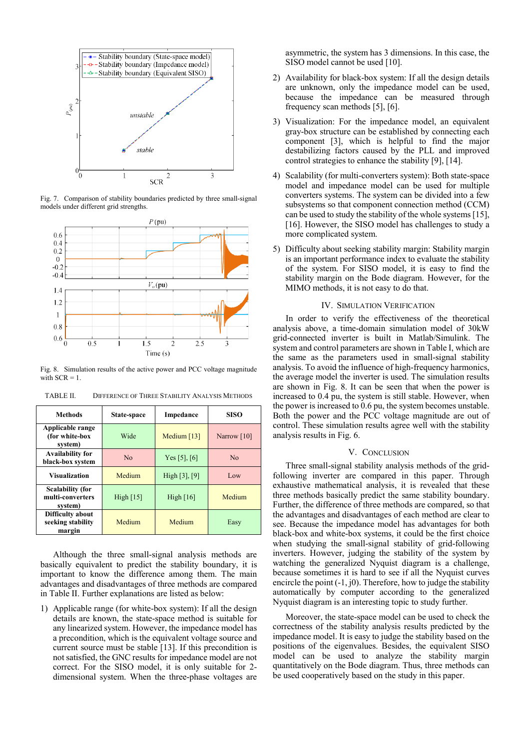Fig. 7. Comparison of stability boundaries predicted by three small-signal models under different grid strengths.

Fig. 8. Simulation results of the active power and PCC voltage magnitude with SCR = 1.

TABLE II. DIFFERENCE OF THREE STABILITY ANALYSIS METHODS

| Methods | State-space | Impedance | SISO |
|---|---|---|---|
| **Applicable range (for white-box system)** | Wide | Medium [13] | Narrow [10] |
| **Availability for black-box system** | No | Yes [5], [6] | No |
| **Visualization** | Medium | High [3], [9] | Low |
| **Scalability (for multi-converters system)** | High [15] | High [16] | Medium |
| **Difficulty about seeking stability margin** | Medium | Medium | Easy |

Although the three small-signal analysis methods are basically equivalent to predict the stability boundary, it is important to know the difference among them. The main advantages and disadvantages of three methods are compared in Table II. Further explanations are listed as below:

1) Applicable range (for white-box system): If all the design details are known, the state-space method is suitable for any linearized system. However, the impedance model has a precondition, which is the equivalent voltage source and current source must be stable [13]. If this precondition is not satisfied, the GNC results for impedance model are not correct. For the SISO model, it is only suitable for 2-dimensional system. When the three-phase voltages are asymmetric, the system has 3 dimensions. In this case, the SISO model cannot be used [10].

2) Availability for black-box system: If all the design details are unknown, only the impedance model can be used, because the impedance can be measured through frequency scan methods [5], [6].

3) Visualization: For the impedance model, an equivalent gray-box structure can be established by connecting each component [3], which is helpful to find the major destabilizing factors caused by the PLL and improved control strategies to enhance the stability [9], [14].

4) Scalability (for multi-converters system): Both state-space model and impedance model can be used for multiple converters systems. The system can be divided into a few subsystems so that component connection method (CCM) can be used to study the stability of the whole systems [15], [16]. However, the SISO model has challenges to study a more complicated system.

5) Difficulty about seeking stability margin: Stability margin is an important performance index to evaluate the stability of the system. For SISO model, it is easy to find the stability margin on the Bode diagram. However, for the MIMO methods, it is not easy to do that.

## IV. Simulation Verification

In order to verify the effectiveness of the theoretical analysis above, a time-domain simulation model of 30kW grid-connected inverter is built in Matlab/Simulink. The system and control parameters are shown in Table I, which are the same as the parameters used in small-signal stability analysis. To avoid the influence of high-frequency harmonics, the average model the inverter is used. The simulation results are shown in Fig. 8. It can be seen that when the power is increased to 0.4 pu, the system is still stable. However, when the power is increased to 0.6 pu, the system becomes unstable. Both the power and the PCC voltage magnitude are out of control. These simulation results agree well with the stability analysis results in Fig. 6.

## V. Conclusion

Three small-signal stability analysis methods of the grid-following inverter are compared in this paper. Through exhaustive mathematical analysis, it is revealed that these three methods basically predict the same stability boundary. Further, the difference of three methods are compared, so that the advantages and disadvantages of each method are clear to see. Because the impedance model has advantages for both black-box and white-box systems, it could be the first choice when studying the small-signal stability of grid-following inverters. However, judging the stability of the system by watching the generalized Nyquist diagram is a challenge, because sometimes it is hard to see if all the Nyquist curves encircle the point (-1, j0). Therefore, how to judge the stability automatically by computer according to the generalized Nyquist diagram is an interesting topic to study further.

Moreover, the state-space model can be used to check the correctness of the stability analysis results predicted by the impedance model. It is easy to judge the stability based on the positions of the eigenvalues. Besides, the equivalent SISO model can be used to analyze the stability margin quantitatively on the Bode diagram. Thus, three methods can be used cooperatively based on the study in this paper.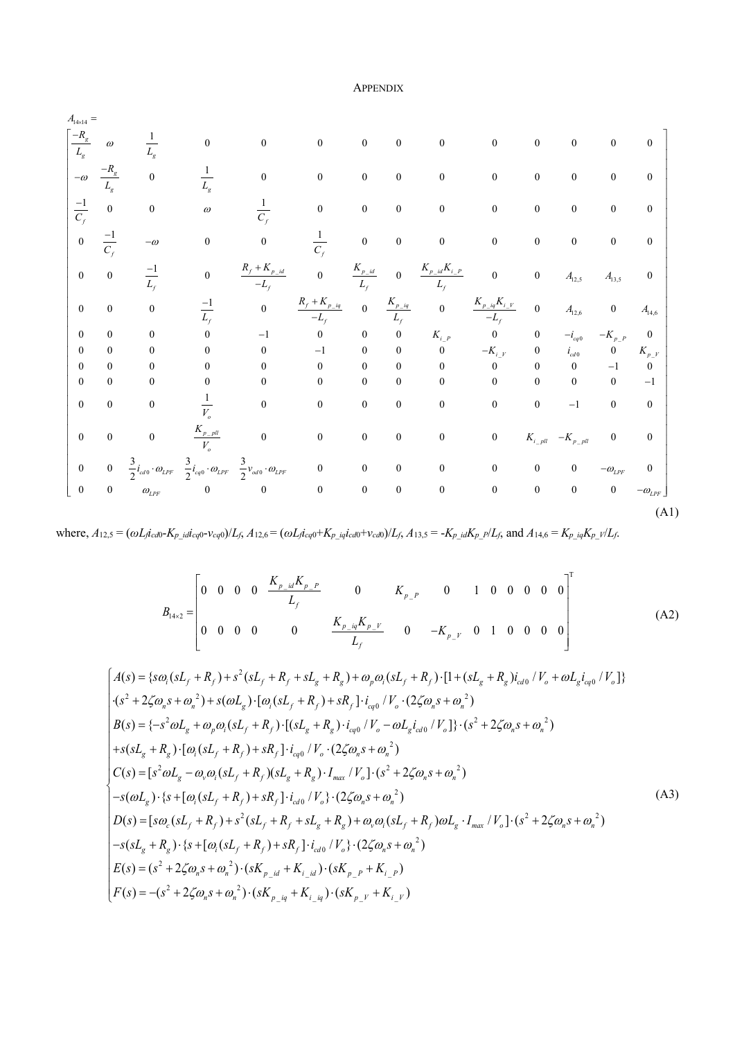# APPENDIX

$$
A_{14\times14} =
\begin{bmatrix}
\frac{-R_g}{L_g} & \omega & \frac{1}{L_g} & 0 & 0 & 0 & 0 & 0 & 0 & 0 & 0 & 0 & 0 & 0 \\
-\omega & \frac{-R_g}{L_g} & 0 & \frac{1}{L_g} & 0 & 0 & 0 & 0 & 0 & 0 & 0 & 0 & 0 & 0 \\
\frac{-1}{C_f} & 0 & 0 & \omega & \frac{1}{C_f} & 0 & 0 & 0 & 0 & 0 & 0 & 0 & 0 & 0 \\
0 & \frac{-1}{C_f} & -\omega & 0 & 0 & \frac{1}{C_f} & 0 & 0 & 0 & 0 & 0 & 0 & 0 & 0 \\
0 & 0 & \frac{-1}{L_f} & 0 & \frac{R_f + K_{p\_id}}{-L_f} & 0 & \frac{K_{p\_id}}{L_f} & 0 & \frac{K_{p\_id}K_{i\_P}}{L_f} & 0 & 0 & A_{12,5} & A_{13,5} & 0 \\
0 & 0 & 0 & \frac{-1}{L_f} & 0 & \frac{R_f + K_{p\_iq}}{-L_f} & 0 & \frac{K_{p\_iq}}{L_f} & 0 & \frac{K_{p\_iq}K_{i\_V}}{-L_f} & 0 & A_{12,6} & 0 & A_{14,6} \\
0 & 0 & 0 & 0 & -1 & 0 & 0 & 0 & K_{i\_P} & 0 & 0 & -i_{cq0} & -K_{p\_P} & 0 \\
0 & 0 & 0 & 0 & 0 & -1 & 0 & 0 & 0 & -K_{i\_V} & 0 & i_{cd0} & 0 & K_{p\_V} \\
0 & 0 & 0 & 0 & 0 & 0 & 0 & 0 & 0 & 0 & 0 & 0 & -1 & 0 \\
0 & 0 & 0 & 0 & 0 & 0 & 0 & 0 & 0 & 0 & 0 & 0 & 0 & -1 \\
0 & 0 & 0 & \frac{1}{V_o} & 0 & 0 & 0 & 0 & 0 & 0 & 0 & -1 & 0 & 0 \\
0 & 0 & 0 & \frac{K_{p\_pll}}{V_o} & 0 & 0 & 0 & 0 & 0 & 0 & K_{i\_pll} & -K_{p\_pll} & 0 & 0 \\
0 & 0 & \frac{3}{2}i_{cd0}\cdot\omega_{LPF} & \frac{3}{2}i_{cq0}\cdot\omega_{LPF} & \frac{3}{2}v_{od0}\cdot\omega_{LPF} & 0 & 0 & 0 & 0 & 0 & 0 & 0 & -\omega_{LPF} & 0 \\
0 & 0 & \omega_{LPF} & 0 & 0 & 0 & 0 & 0 & 0 & 0 & 0 & 0 & 0 & -\omega_{LPF}
\end{bmatrix}
\tag{A1}
$$

where, $A_{12,5} = (\omega L_f i_{cd0} - K_{p\_id} i_{cq0} - v_{cq0})/L_f$, $A_{12,6} = (\omega L_f i_{cq0} + K_{p\_iq} i_{cd0} + v_{cd0})/L_f$, $A_{13,5} = -K_{p\_id}K_{p\_P}/L_f$, and $A_{14,6} = K_{p\_iq}K_{p\_V}/L_f$.

$$
B_{14\times2} =
\begin{bmatrix}
0 & 0 & 0 & 0 & \frac{K_{p\_id}K_{p\_P}}{L_f} & 0 & K_{p\_P} & 0 & 1 & 0 & 0 & 0 & 0 & 0 \\
0 & 0 & 0 & 0 & 0 & \frac{K_{p\_iq}K_{p\_V}}{L_f} & 0 & -K_{p\_V} & 0 & 1 & 0 & 0 & 0 & 0
\end{bmatrix}^{\mathrm{T}}
\tag{A2}
$$

$$
\begin{cases}
A(s) = \{s\omega_i(sL_f + R_f) + s^2(sL_f + R_f + sL_g + R_g) + \omega_p\omega_i(sL_f + R_f)\cdot[1 + (sL_g + R_g)i_{cd0}/V_o + \omega L_g i_{cq0}/V_o]\} \\
\cdot(s^2 + 2\zeta\omega_n s + \omega_n^2) + s(\omega L_g)\cdot[\omega_i(sL_f + R_f) + sR_f]\cdot i_{cq0}/V_o\cdot(2\zeta\omega_n s + \omega_n^2) \\
B(s) = \{-s^2\omega L_g + \omega_p\omega_i(sL_f + R_f)\cdot[(sL_g + R_g)\cdot i_{cq0}/V_o - \omega L_g i_{cd0}/V_o]\}\cdot(s^2 + 2\zeta\omega_n s + \omega_n^2) \\
+ s(sL_g + R_g)\cdot[\omega_i(sL_f + R_f) + sR_f]\cdot i_{cq0}/V_o\cdot(2\zeta\omega_n s + \omega_n^2) \\
C(s) = [s^2\omega L_g - \omega_v\omega_i(sL_f + R_f)(sL_g + R_g)\cdot I_{max}/V_o]\cdot(s^2 + 2\zeta\omega_n s + \omega_n^2) \\
- s(\omega L_g)\cdot\{s + [\omega_i(sL_f + R_f) + sR_f]\cdot i_{cd0}/V_o\}\cdot(2\zeta\omega_n s + \omega_n^2) \\
D(s) = [s\omega_c(sL_f + R_f) + s^2(sL_f + R_f + sL_g + R_g) + \omega_v\omega_i(sL_f + R_f)\omega L_g\cdot I_{max}/V_o]\cdot(s^2 + 2\zeta\omega_n s + \omega_n^2) \\
- s(sL_g + R_g)\cdot\{s + [\omega_i(sL_f + R_f) + sR_f]\cdot i_{cd0}/V_o\}\cdot(2\zeta\omega_n s + \omega_n^2) \\
E(s) = (s^2 + 2\zeta\omega_n s + \omega_n^2)\cdot(sK_{p\_id} + K_{i\_id})\cdot(sK_{p\_P} + K_{i\_P}) \\
F(s) = -(s^2 + 2\zeta\omega_n s + \omega_n^2)\cdot(sK_{p\_iq} + K_{i\_iq})\cdot(sK_{p\_V} + K_{i\_V})
\end{cases}
\tag{A3}
$$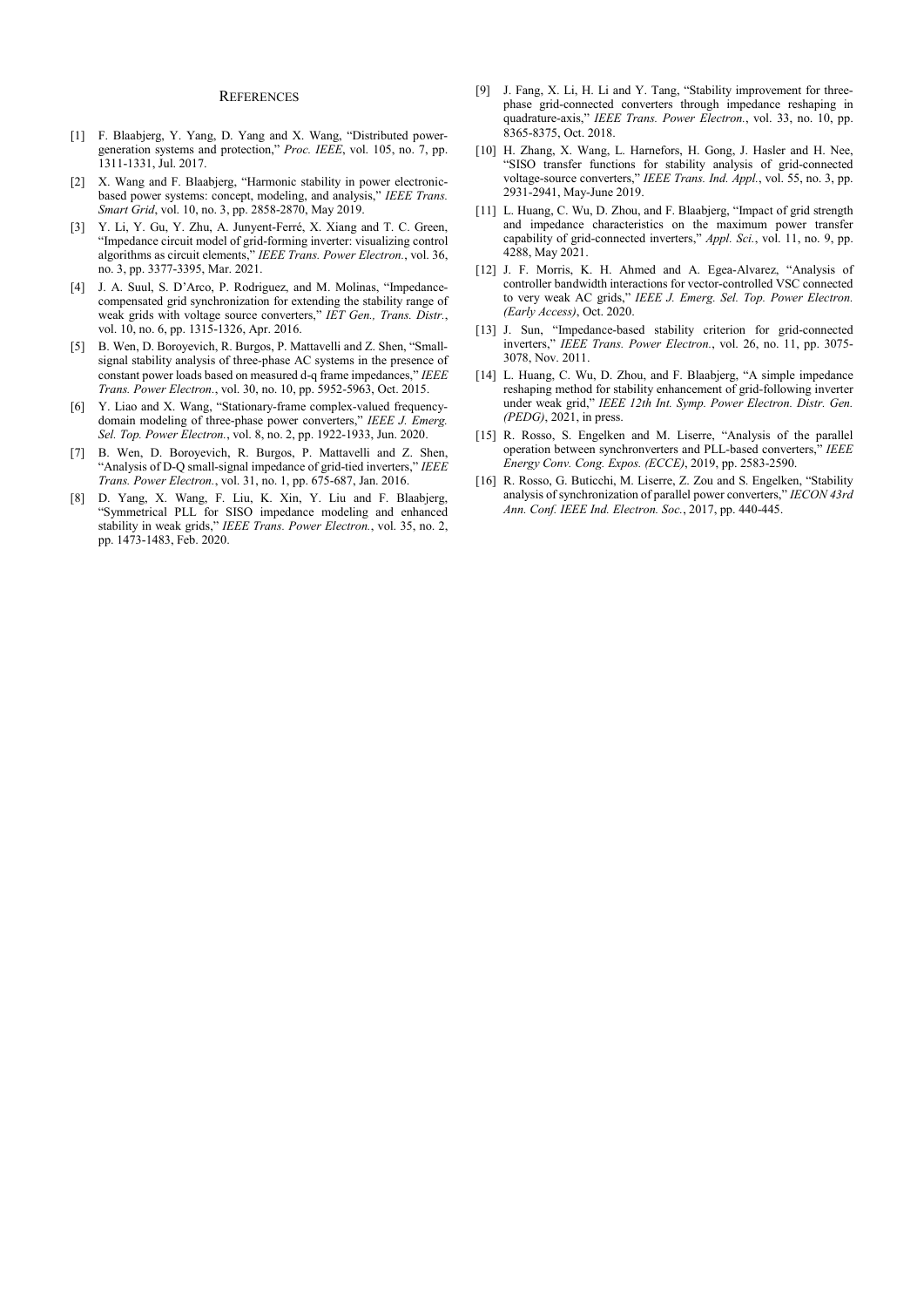## REFERENCES

[1] F. Blaabjerg, Y. Yang, D. Yang and X. Wang, "Distributed power-generation systems and protection," *Proc. IEEE*, vol. 105, no. 7, pp. 1311-1331, Jul. 2017.

[2] X. Wang and F. Blaabjerg, "Harmonic stability in power electronic-based power systems: concept, modeling, and analysis," *IEEE Trans. Smart Grid*, vol. 10, no. 3, pp. 2858-2870, May 2019.

[3] Y. Li, Y. Gu, Y. Zhu, A. Junyent-Ferré, X. Xiang and T. C. Green, "Impedance circuit model of grid-forming inverter: visualizing control algorithms as circuit elements," *IEEE Trans. Power Electron.*, vol. 36, no. 3, pp. 3377-3395, Mar. 2021.

[4] J. A. Suul, S. D'Arco, P. Rodriguez, and M. Molinas, "Impedance-compensated grid synchronization for extending the stability range of weak grids with voltage source converters," *IET Gen., Trans. Distr.*, vol. 10, no. 6, pp. 1315-1326, Apr. 2016.

[5] B. Wen, D. Boroyevich, R. Burgos, P. Mattavelli and Z. Shen, "Small-signal stability analysis of three-phase AC systems in the presence of constant power loads based on measured d-q frame impedances," *IEEE Trans. Power Electron.*, vol. 30, no. 10, pp. 5952-5963, Oct. 2015.

[6] Y. Liao and X. Wang, "Stationary-frame complex-valued frequency-domain modeling of three-phase power converters," *IEEE J. Emerg. Sel. Top. Power Electron.*, vol. 8, no. 2, pp. 1922-1933, Jun. 2020.

[7] B. Wen, D. Boroyevich, R. Burgos, P. Mattavelli and Z. Shen, "Analysis of D-Q small-signal impedance of grid-tied inverters," *IEEE Trans. Power Electron.*, vol. 31, no. 1, pp. 675-687, Jan. 2016.

[8] D. Yang, X. Wang, F. Liu, K. Xin, Y. Liu and F. Blaabjerg, "Symmetrical PLL for SISO impedance modeling and enhanced stability in weak grids," *IEEE Trans. Power Electron.*, vol. 35, no. 2, pp. 1473-1483, Feb. 2020.

[9] J. Fang, X. Li, H. Li and Y. Tang, "Stability improvement for three-phase grid-connected converters through impedance reshaping in quadrature-axis," *IEEE Trans. Power Electron.*, vol. 33, no. 10, pp. 8365-8375, Oct. 2018.

[10] H. Zhang, X. Wang, L. Harnefors, H. Gong, J. Hasler and H. Nee, "SISO transfer functions for stability analysis of grid-connected voltage-source converters," *IEEE Trans. Ind. Appl.*, vol. 55, no. 3, pp. 2931-2941, May-June 2019.

[11] L. Huang, C. Wu, D. Zhou, and F. Blaabjerg, "Impact of grid strength and impedance characteristics on the maximum power transfer capability of grid-connected inverters," *Appl. Sci.*, vol. 11, no. 9, pp. 4288, May 2021.

[12] J. F. Morris, K. H. Ahmed and A. Egea-Alvarez, "Analysis of controller bandwidth interactions for vector-controlled VSC connected to very weak AC grids," *IEEE J. Emerg. Sel. Top. Power Electron. (Early Access)*, Oct. 2020.

[13] J. Sun, "Impedance-based stability criterion for grid-connected inverters," *IEEE Trans. Power Electron.*, vol. 26, no. 11, pp. 3075-3078, Nov. 2011.

[14] L. Huang, C. Wu, D. Zhou, and F. Blaabjerg, "A simple impedance reshaping method for stability enhancement of grid-following inverter under weak grid," *IEEE 12th Int. Symp. Power Electron. Distr. Gen. (PEDG)*, 2021, in press.

[15] R. Rosso, S. Engelken and M. Liserre, "Analysis of the parallel operation between synchronverters and PLL-based converters," *IEEE Energy Conv. Cong. Expos. (ECCE)*, 2019, pp. 2583-2590.

[16] R. Rosso, G. Buticchi, M. Liserre, Z. Zou and S. Engelken, "Stability analysis of synchronization of parallel power converters," *IECON 43rd Ann. Conf. IEEE Ind. Electron. Soc.*, 2017, pp. 440-445.